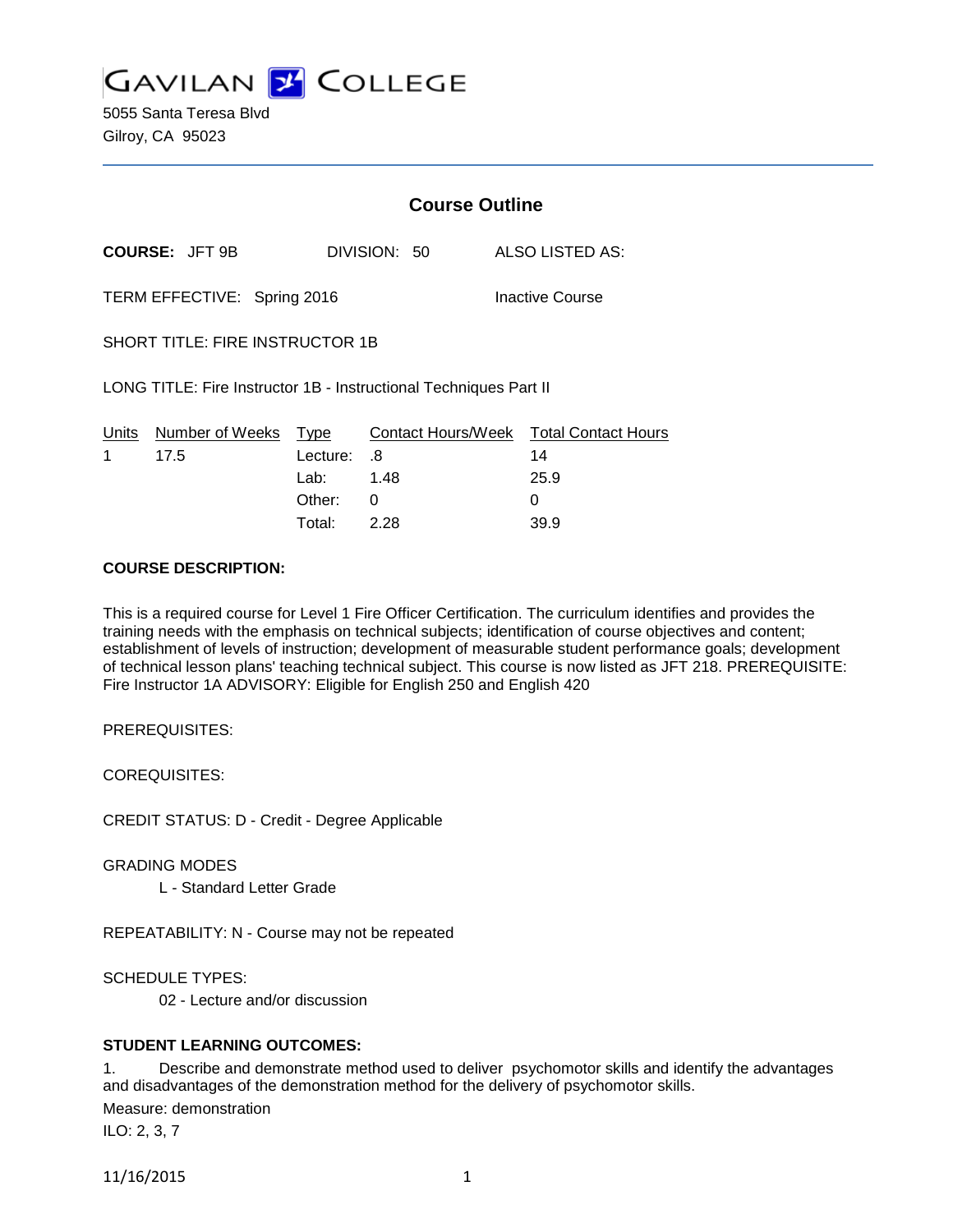# GAVILAN COLLEGE

5055 Santa Teresa Blvd
Gilroy, CA 95023

## Course Outline

**COURSE:** JFT 9B DIVISION: 50 ALSO LISTED AS:

TERM EFFECTIVE: Spring 2016 Inactive Course

SHORT TITLE: FIRE INSTRUCTOR 1B

LONG TITLE: Fire Instructor 1B - Instructional Techniques Part II

| Units | Number of Weeks | Type | Contact Hours/Week | Total Contact Hours |
|---|---|---|---|---|
| 1 | 17.5 | Lecture: | .8 | 14 |
| | | Lab: | 1.48 | 25.9 |
| | | Other: | 0 | 0 |
| | | Total: | 2.28 | 39.9 |

**COURSE DESCRIPTION:**

This is a required course for Level 1 Fire Officer Certification. The curriculum identifies and provides the training needs with the emphasis on technical subjects; identification of course objectives and content; establishment of levels of instruction; development of measurable student performance goals; development of technical lesson plans' teaching technical subject. This course is now listed as JFT 218. PREREQUISITE: Fire Instructor 1A ADVISORY: Eligible for English 250 and English 420

PREREQUISITES:

COREQUISITES:

CREDIT STATUS: D - Credit - Degree Applicable

GRADING MODES

L - Standard Letter Grade

REPEATABILITY: N - Course may not be repeated

SCHEDULE TYPES:

02 - Lecture and/or discussion

**STUDENT LEARNING OUTCOMES:**

1. Describe and demonstrate method used to deliver psychomotor skills and identify the advantages and disadvantages of the demonstration method for the delivery of psychomotor skills.

Measure: demonstration

ILO: 2, 3, 7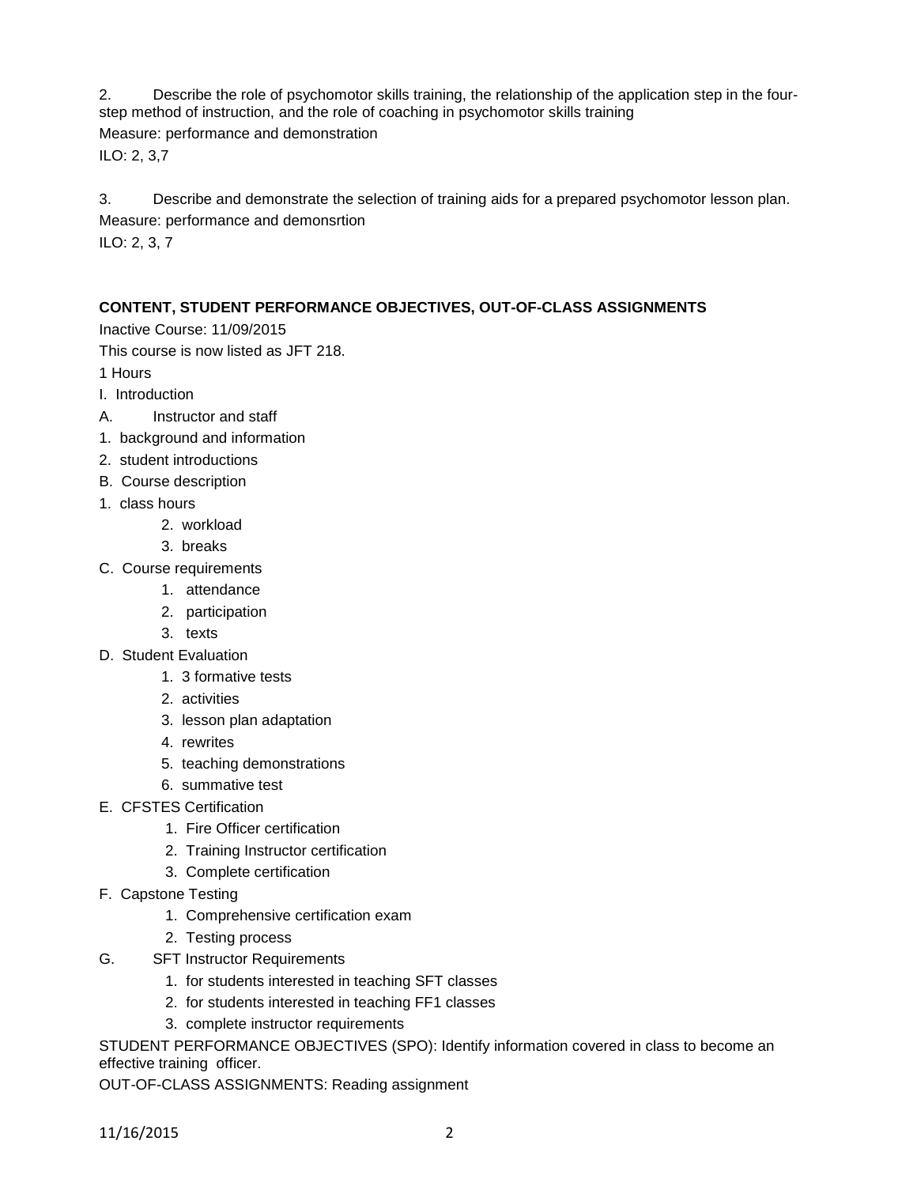2. Describe the role of psychomotor skills training, the relationship of the application step in the four-step method of instruction, and the role of coaching in psychomotor skills training

Measure: performance and demonstration

ILO: 2, 3,7

3. Describe and demonstrate the selection of training aids for a prepared psychomotor lesson plan.

Measure: performance and demonsrtion

ILO: 2, 3, 7

**CONTENT, STUDENT PERFORMANCE OBJECTIVES, OUT-OF-CLASS ASSIGNMENTS**

Inactive Course: 11/09/2015

This course is now listed as JFT 218.

1 Hours

I. Introduction

A. Instructor and staff
   1. background and information
   2. student introductions

B. Course description
   1. class hours
   2. workload
   3. breaks

C. Course requirements
   1. attendance
   2. participation
   3. texts

D. Student Evaluation
   1. 3 formative tests
   2. activities
   3. lesson plan adaptation
   4. rewrites
   5. teaching demonstrations
   6. summative test

E. CFSTES Certification
   1. Fire Officer certification
   2. Training Instructor certification
   3. Complete certification

F. Capstone Testing
   1. Comprehensive certification exam
   2. Testing process

G. SFT Instructor Requirements
   1. for students interested in teaching SFT classes
   2. for students interested in teaching FF1 classes
   3. complete instructor requirements

STUDENT PERFORMANCE OBJECTIVES (SPO): Identify information covered in class to become an effective training officer.

OUT-OF-CLASS ASSIGNMENTS: Reading assignment

11/16/2015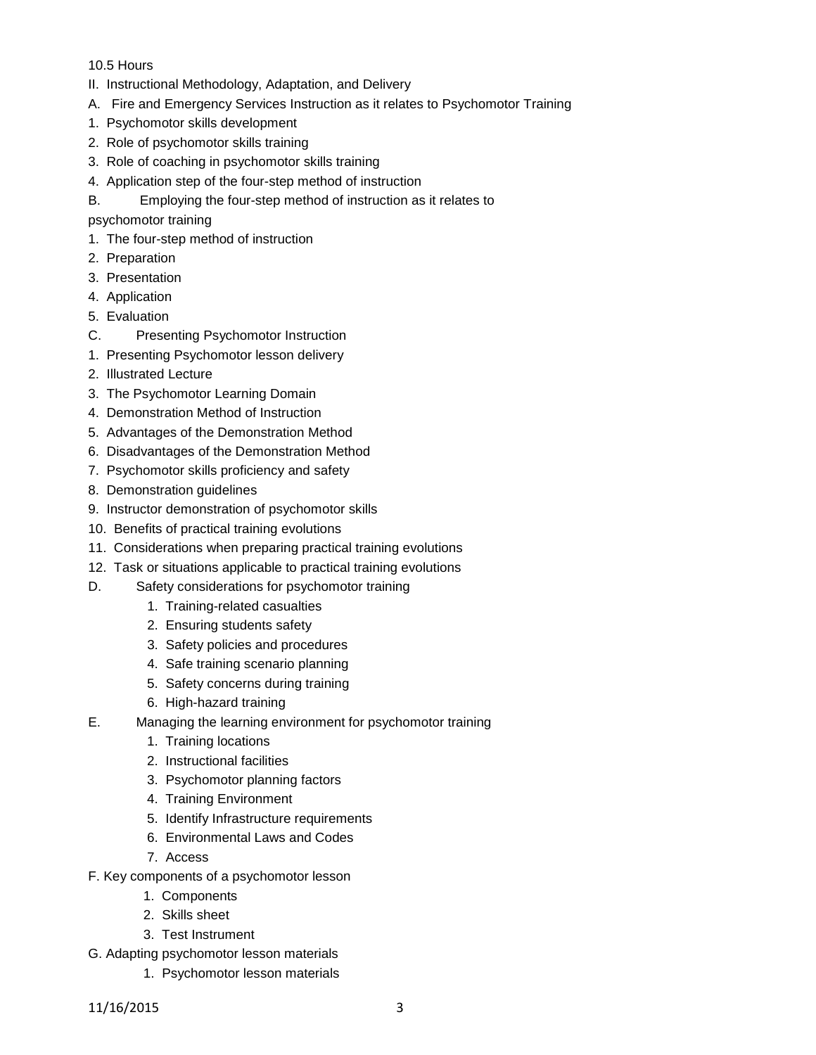10.5 Hours

II. Instructional Methodology, Adaptation, and Delivery

A. Fire and Emergency Services Instruction as it relates to Psychomotor Training

1. Psychomotor skills development
2. Role of psychomotor skills training
3. Role of coaching in psychomotor skills training
4. Application step of the four-step method of instruction

B. Employing the four-step method of instruction as it relates to psychomotor training

1. The four-step method of instruction
2. Preparation
3. Presentation
4. Application
5. Evaluation

C. Presenting Psychomotor Instruction

1. Presenting Psychomotor lesson delivery
2. Illustrated Lecture
3. The Psychomotor Learning Domain
4. Demonstration Method of Instruction
5. Advantages of the Demonstration Method
6. Disadvantages of the Demonstration Method
7. Psychomotor skills proficiency and safety
8. Demonstration guidelines
9. Instructor demonstration of psychomotor skills
10. Benefits of practical training evolutions
11. Considerations when preparing practical training evolutions
12. Task or situations applicable to practical training evolutions

D. Safety considerations for psychomotor training

1. Training-related casualties
2. Ensuring students safety
3. Safety policies and procedures
4. Safe training scenario planning
5. Safety concerns during training
6. High-hazard training

E. Managing the learning environment for psychomotor training

1. Training locations
2. Instructional facilities
3. Psychomotor planning factors
4. Training Environment
5. Identify Infrastructure requirements
6. Environmental Laws and Codes
7. Access

F. Key components of a psychomotor lesson

1. Components
2. Skills sheet
3. Test Instrument

G. Adapting psychomotor lesson materials

1. Psychomotor lesson materials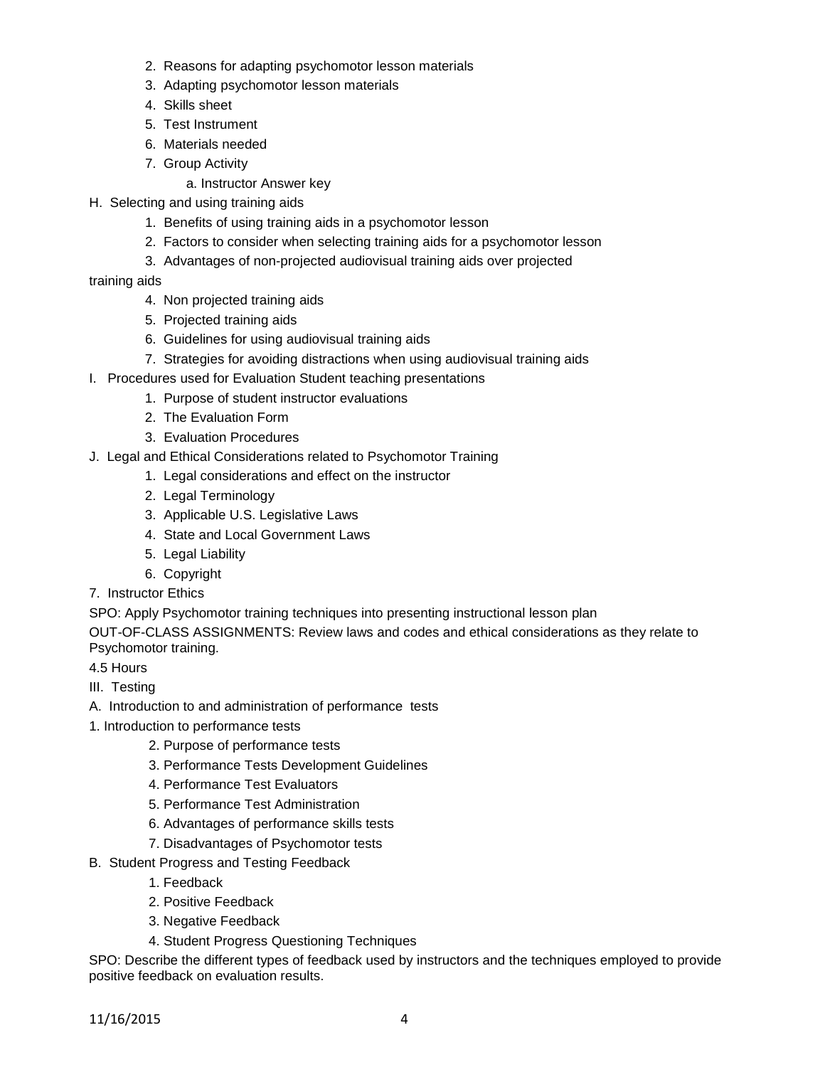2. Reasons for adapting psychomotor lesson materials
3. Adapting psychomotor lesson materials
4. Skills sheet
5. Test Instrument
6. Materials needed
7. Group Activity
    a. Instructor Answer key

H. Selecting and using training aids
1. Benefits of using training aids in a psychomotor lesson
2. Factors to consider when selecting training aids for a psychomotor lesson
3. Advantages of non-projected audiovisual training aids over projected training aids
4. Non projected training aids
5. Projected training aids
6. Guidelines for using audiovisual training aids
7. Strategies for avoiding distractions when using audiovisual training aids

I. Procedures used for Evaluation Student teaching presentations
1. Purpose of student instructor evaluations
2. The Evaluation Form
3. Evaluation Procedures

J. Legal and Ethical Considerations related to Psychomotor Training
1. Legal considerations and effect on the instructor
2. Legal Terminology
3. Applicable U.S. Legislative Laws
4. State and Local Government Laws
5. Legal Liability
6. Copyright
7. Instructor Ethics

SPO: Apply Psychomotor training techniques into presenting instructional lesson plan

OUT-OF-CLASS ASSIGNMENTS: Review laws and codes and ethical considerations as they relate to Psychomotor training.

4.5 Hours

III. Testing

A. Introduction to and administration of performance tests
1. Introduction to performance tests
2. Purpose of performance tests
3. Performance Tests Development Guidelines
4. Performance Test Evaluators
5. Performance Test Administration
6. Advantages of performance skills tests
7. Disadvantages of Psychomotor tests

B. Student Progress and Testing Feedback
1. Feedback
2. Positive Feedback
3. Negative Feedback
4. Student Progress Questioning Techniques

SPO: Describe the different types of feedback used by instructors and the techniques employed to provide positive feedback on evaluation results.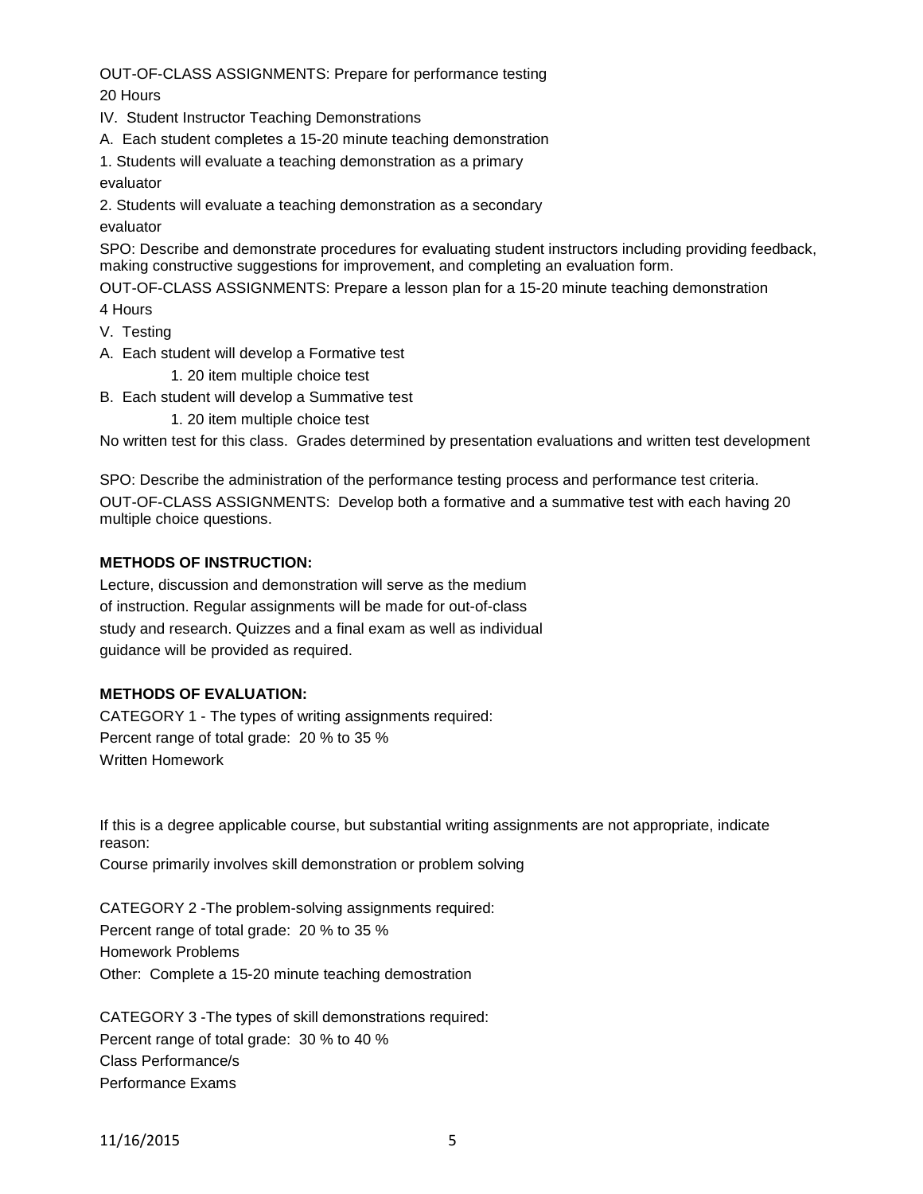OUT-OF-CLASS ASSIGNMENTS: Prepare for performance testing

20 Hours

IV. Student Instructor Teaching Demonstrations

A. Each student completes a 15-20 minute teaching demonstration

1. Students will evaluate a teaching demonstration as a primary evaluator

2. Students will evaluate a teaching demonstration as a secondary evaluator

SPO: Describe and demonstrate procedures for evaluating student instructors including providing feedback, making constructive suggestions for improvement, and completing an evaluation form.

OUT-OF-CLASS ASSIGNMENTS: Prepare a lesson plan for a 15-20 minute teaching demonstration

4 Hours

V. Testing

A. Each student will develop a Formative test

 1. 20 item multiple choice test

B. Each student will develop a Summative test

 1. 20 item multiple choice test

No written test for this class. Grades determined by presentation evaluations and written test development

SPO: Describe the administration of the performance testing process and performance test criteria.

OUT-OF-CLASS ASSIGNMENTS: Develop both a formative and a summative test with each having 20 multiple choice questions.

**METHODS OF INSTRUCTION:**

Lecture, discussion and demonstration will serve as the medium of instruction. Regular assignments will be made for out-of-class study and research. Quizzes and a final exam as well as individual guidance will be provided as required.

**METHODS OF EVALUATION:**

CATEGORY 1 - The types of writing assignments required:

Percent range of total grade: 20 % to 35 %

Written Homework

If this is a degree applicable course, but substantial writing assignments are not appropriate, indicate reason:

Course primarily involves skill demonstration or problem solving

CATEGORY 2 -The problem-solving assignments required:

Percent range of total grade: 20 % to 35 %

Homework Problems

Other: Complete a 15-20 minute teaching demostration

CATEGORY 3 -The types of skill demonstrations required:

Percent range of total grade: 30 % to 40 %

Class Performance/s

Performance Exams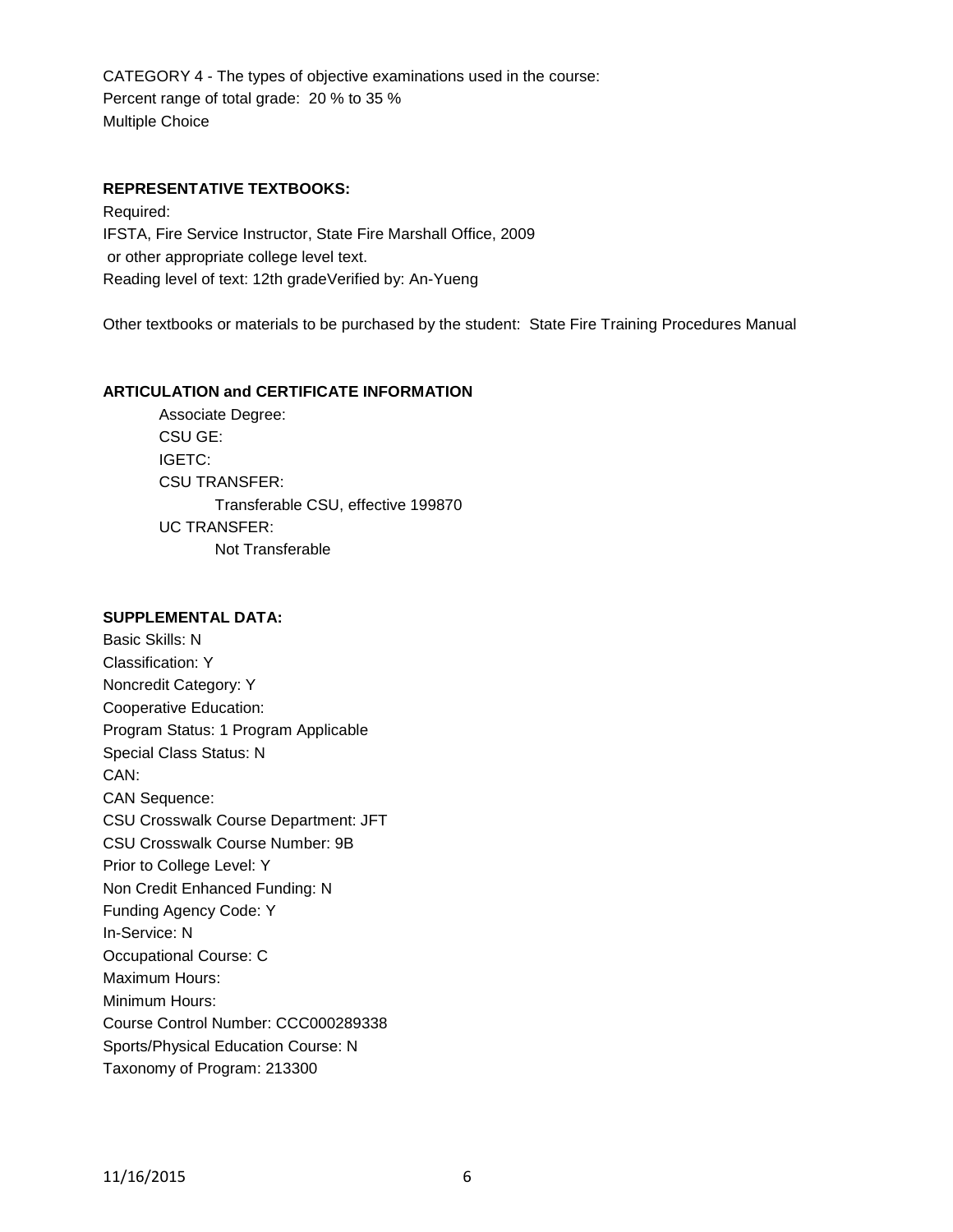CATEGORY 4 - The types of objective examinations used in the course:
Percent range of total grade: 20 % to 35 %
Multiple Choice

**REPRESENTATIVE TEXTBOOKS:**

Required:
IFSTA, Fire Service Instructor, State Fire Marshall Office, 2009
or other appropriate college level text.
Reading level of text: 12th gradeVerified by: An-Yueng

Other textbooks or materials to be purchased by the student: State Fire Training Procedures Manual

**ARTICULATION and CERTIFICATE INFORMATION**

Associate Degree:
CSU GE:
IGETC:
CSU TRANSFER:
Transferable CSU, effective 199870
UC TRANSFER:
Not Transferable

**SUPPLEMENTAL DATA:**

Basic Skills: N
Classification: Y
Noncredit Category: Y
Cooperative Education:
Program Status: 1 Program Applicable
Special Class Status: N
CAN:
CAN Sequence:
CSU Crosswalk Course Department: JFT
CSU Crosswalk Course Number: 9B
Prior to College Level: Y
Non Credit Enhanced Funding: N
Funding Agency Code: Y
In-Service: N
Occupational Course: C
Maximum Hours:
Minimum Hours:
Course Control Number: CCC000289338
Sports/Physical Education Course: N
Taxonomy of Program: 213300